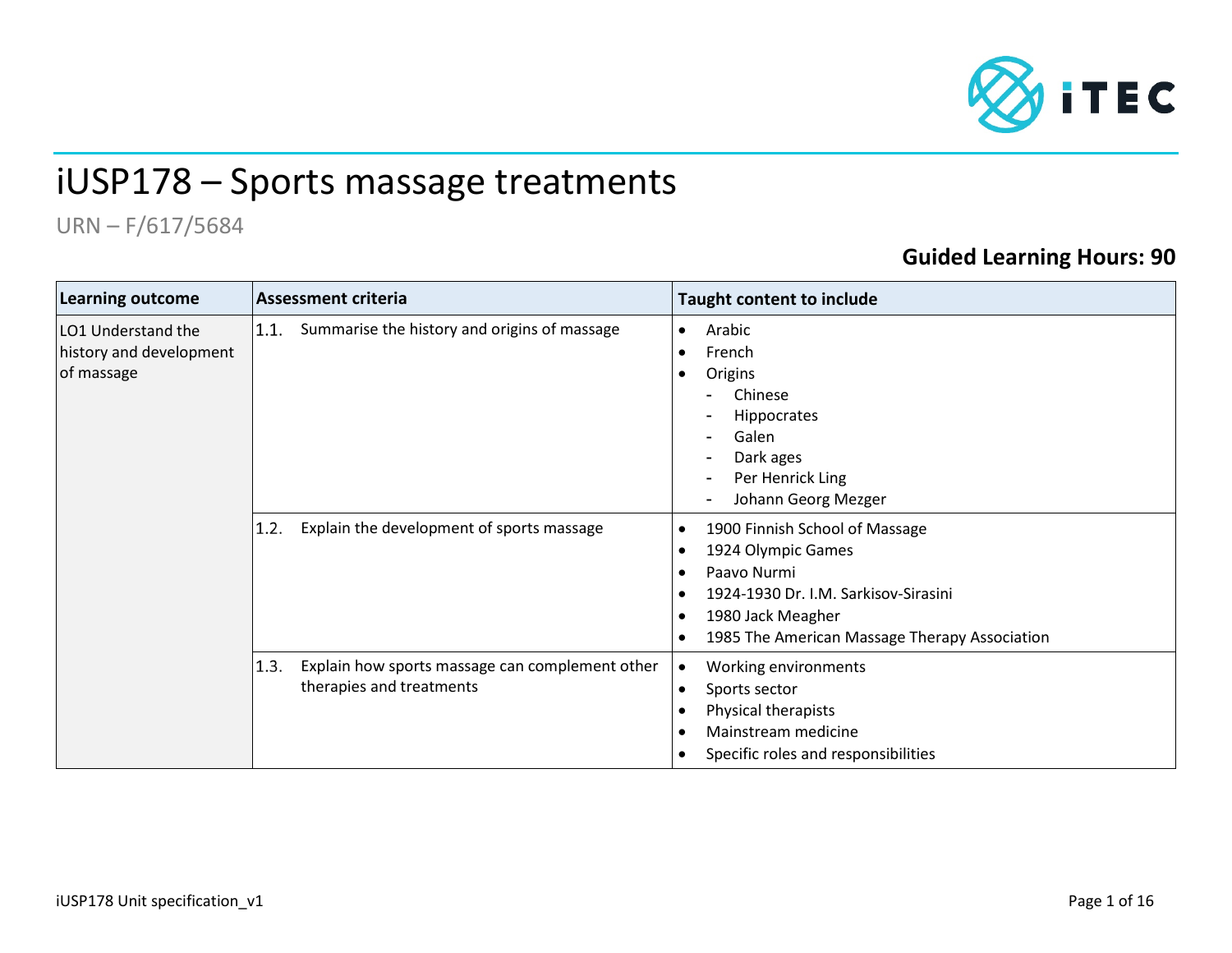# iUSP178 – Sports massage treatments

URN – F/617/5684

**Guided Learning Hours: 90**

| Learning outcome | Assessment criteria | Taught content to include |
|---|---|---|
| LO1 Understand the history and development of massage | 1.1. Summarise the history and origins of massage | • Arabic<br>• French<br>• Origins<br>- Chinese<br>- Hippocrates<br>- Galen<br>- Dark ages<br>- Per Henrick Ling<br>- Johann Georg Mezger |
| | 1.2. Explain the development of sports massage | • 1900 Finnish School of Massage<br>• 1924 Olympic Games<br>• Paavo Nurmi<br>• 1924-1930 Dr. I.M. Sarkisov-Sirasini<br>• 1980 Jack Meagher<br>• 1985 The American Massage Therapy Association |
| | 1.3. Explain how sports massage can complement other therapies and treatments | • Working environments<br>• Sports sector<br>• Physical therapists<br>• Mainstream medicine<br>• Specific roles and responsibilities |

iUSP178 Unit specification_v1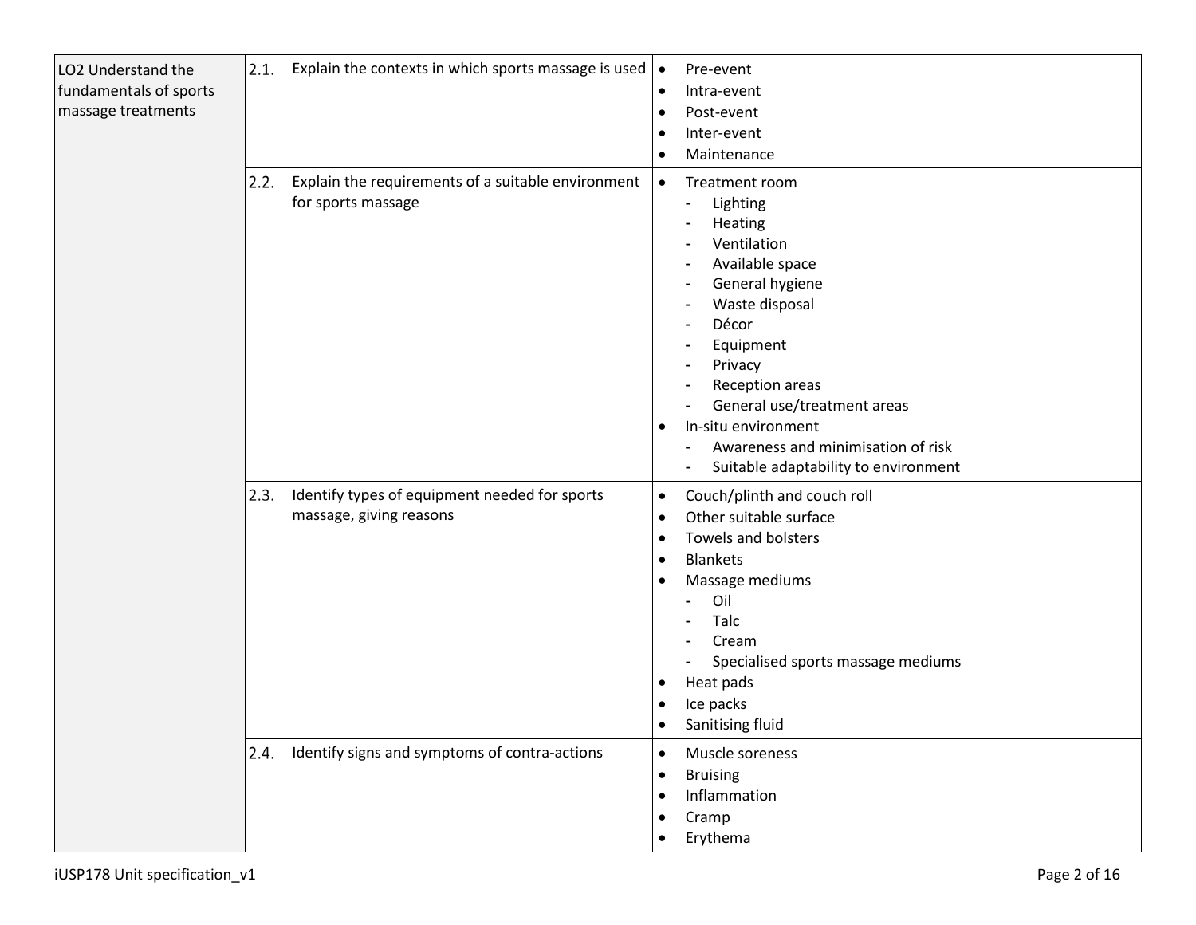| | | |
|---|---|---|
| LO2 Understand the fundamentals of sports massage treatments | 2.1. Explain the contexts in which sports massage is used | • Pre-event<br>• Intra-event<br>• Post-event<br>• Inter-event<br>• Maintenance |
| | 2.2. Explain the requirements of a suitable environment for sports massage | • Treatment room<br>  - Lighting<br>  - Heating<br>  - Ventilation<br>  - Available space<br>  - General hygiene<br>  - Waste disposal<br>  - Décor<br>  - Equipment<br>  - Privacy<br>  - Reception areas<br>  - General use/treatment areas<br>• In-situ environment<br>  - Awareness and minimisation of risk<br>  - Suitable adaptability to environment |
| | 2.3. Identify types of equipment needed for sports massage, giving reasons | • Couch/plinth and couch roll<br>• Other suitable surface<br>• Towels and bolsters<br>• Blankets<br>• Massage mediums<br>  - Oil<br>  - Talc<br>  - Cream<br>  - Specialised sports massage mediums<br>• Heat pads<br>• Ice packs<br>• Sanitising fluid |
| | 2.4. Identify signs and symptoms of contra-actions | • Muscle soreness<br>• Bruising<br>• Inflammation<br>• Cramp<br>• Erythema |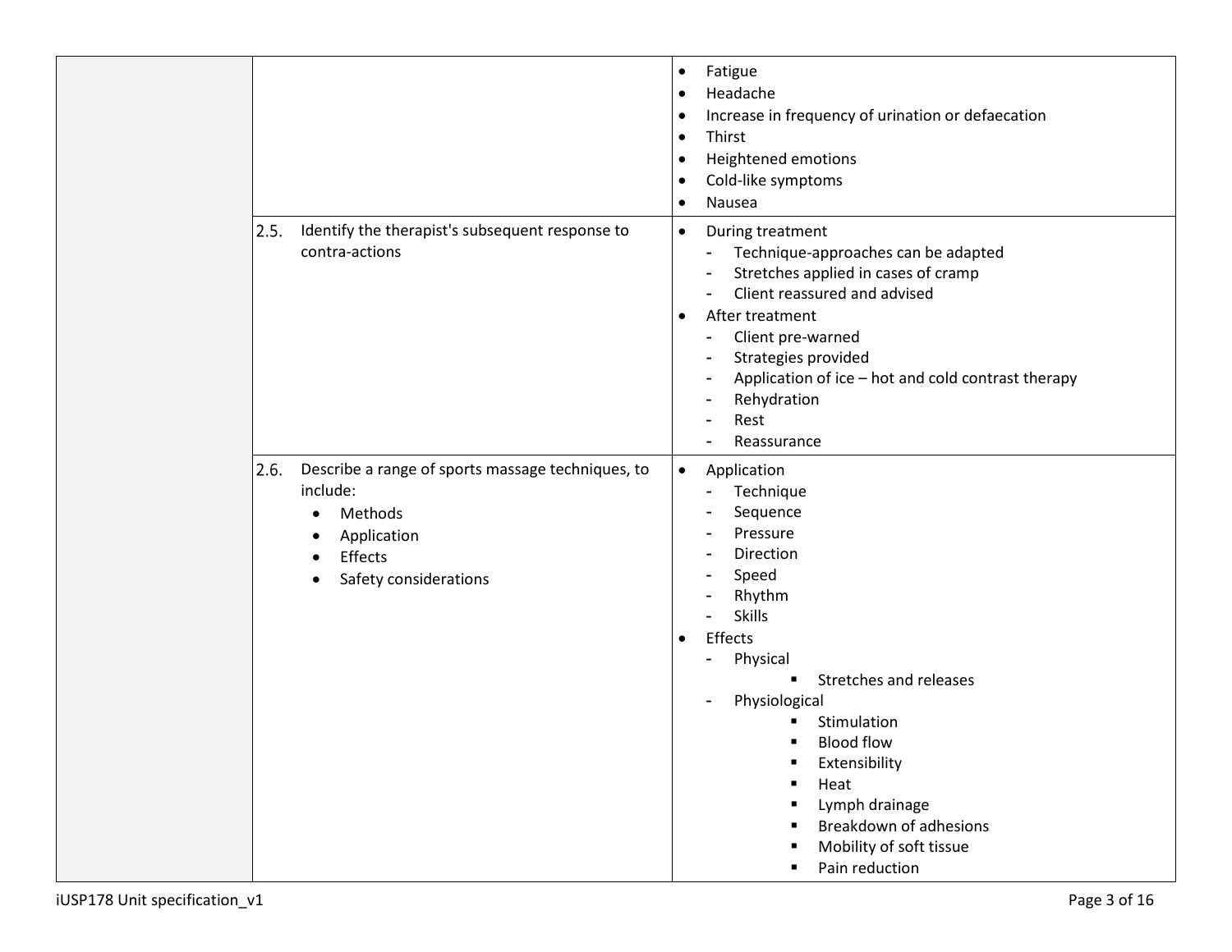| | | |
|---|---|---|
| | | • Fatigue<br>• Headache<br>• Increase in frequency of urination or defaecation<br>• Thirst<br>• Heightened emotions<br>• Cold-like symptoms<br>• Nausea |
| | 2.5. Identify the therapist's subsequent response to contra-actions | • During treatment<br>- Technique-approaches can be adapted<br>- Stretches applied in cases of cramp<br>- Client reassured and advised<br>• After treatment<br>- Client pre-warned<br>- Strategies provided<br>- Application of ice – hot and cold contrast therapy<br>- Rehydration<br>- Rest<br>- Reassurance |
| | 2.6. Describe a range of sports massage techniques, to include:<br>• Methods<br>• Application<br>• Effects<br>• Safety considerations | • Application<br>- Technique<br>- Sequence<br>- Pressure<br>- Direction<br>- Speed<br>- Rhythm<br>- Skills<br>• Effects<br>- Physical<br>▪ Stretches and releases<br>- Physiological<br>▪ Stimulation<br>▪ Blood flow<br>▪ Extensibility<br>▪ Heat<br>▪ Lymph drainage<br>▪ Breakdown of adhesions<br>▪ Mobility of soft tissue<br>▪ Pain reduction |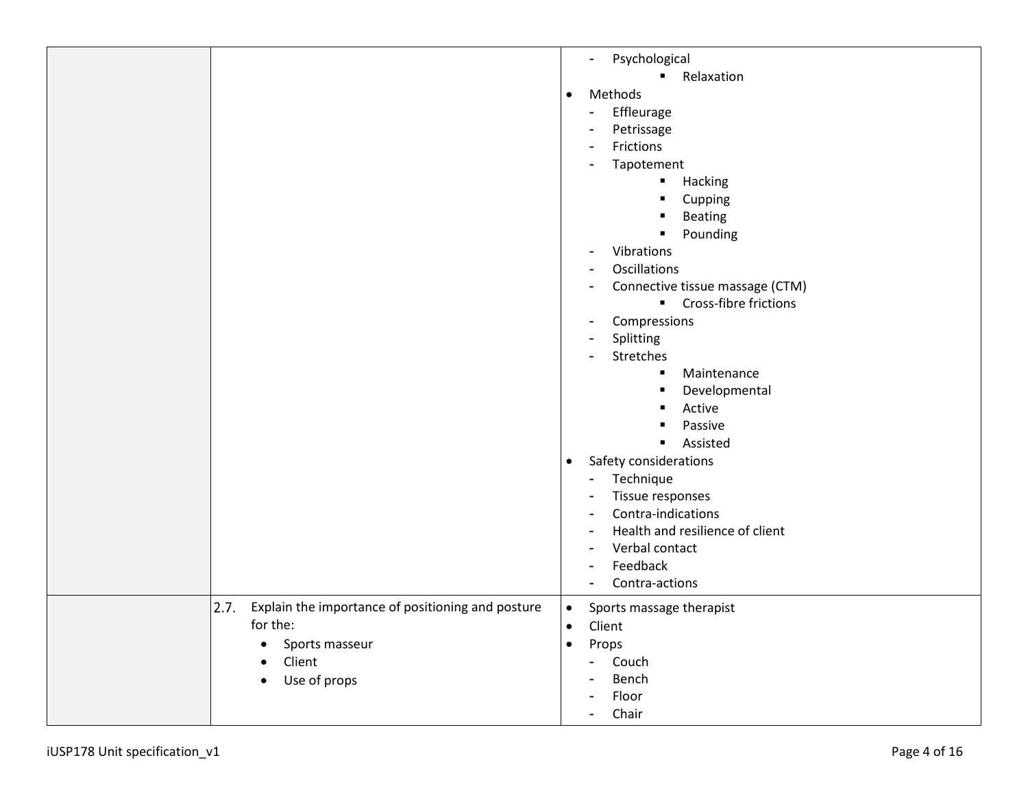| | | |
|---|---|---|
| | | - Psychological<br>&nbsp;&nbsp;&nbsp;&nbsp;▪ Relaxation<br>• Methods<br>- Effleurage<br>- Petrissage<br>- Frictions<br>- Tapotement<br>&nbsp;&nbsp;&nbsp;&nbsp;▪ Hacking<br>&nbsp;&nbsp;&nbsp;&nbsp;▪ Cupping<br>&nbsp;&nbsp;&nbsp;&nbsp;▪ Beating<br>&nbsp;&nbsp;&nbsp;&nbsp;▪ Pounding<br>- Vibrations<br>- Oscillations<br>- Connective tissue massage (CTM)<br>&nbsp;&nbsp;&nbsp;&nbsp;▪ Cross-fibre frictions<br>- Compressions<br>- Splitting<br>- Stretches<br>&nbsp;&nbsp;&nbsp;&nbsp;▪ Maintenance<br>&nbsp;&nbsp;&nbsp;&nbsp;▪ Developmental<br>&nbsp;&nbsp;&nbsp;&nbsp;▪ Active<br>&nbsp;&nbsp;&nbsp;&nbsp;▪ Passive<br>&nbsp;&nbsp;&nbsp;&nbsp;▪ Assisted<br>• Safety considerations<br>- Technique<br>- Tissue responses<br>- Contra-indications<br>- Health and resilience of client<br>- Verbal contact<br>- Feedback<br>- Contra-actions |
| | 2.7. Explain the importance of positioning and posture for the:<br>• Sports masseur<br>• Client<br>• Use of props | • Sports massage therapist<br>• Client<br>• Props<br>- Couch<br>- Bench<br>- Floor<br>- Chair |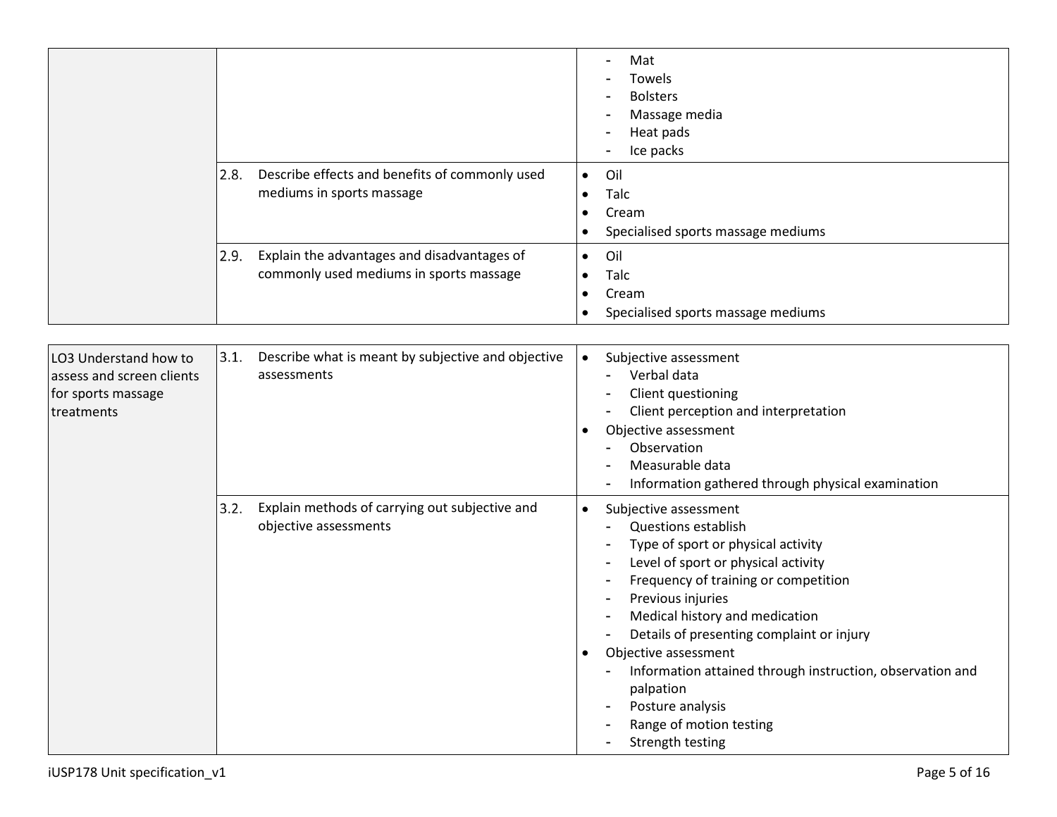| | | |
|---|---|---|
| | | - Mat<br>- Towels<br>- Bolsters<br>- Massage media<br>- Heat pads<br>- Ice packs |
| | 2.8. Describe effects and benefits of commonly used mediums in sports massage | • Oil<br>• Talc<br>• Cream<br>• Specialised sports massage mediums |
| | 2.9. Explain the advantages and disadvantages of commonly used mediums in sports massage | • Oil<br>• Talc<br>• Cream<br>• Specialised sports massage mediums |

| | | |
|---|---|---|
| LO3 Understand how to assess and screen clients for sports massage treatments | 3.1. Describe what is meant by subjective and objective assessments | • Subjective assessment<br>- Verbal data<br>- Client questioning<br>- Client perception and interpretation<br>• Objective assessment<br>- Observation<br>- Measurable data<br>- Information gathered through physical examination |
| | 3.2. Explain methods of carrying out subjective and objective assessments | • Subjective assessment<br>- Questions establish<br>- Type of sport or physical activity<br>- Level of sport or physical activity<br>- Frequency of training or competition<br>- Previous injuries<br>- Medical history and medication<br>- Details of presenting complaint or injury<br>• Objective assessment<br>- Information attained through instruction, observation and palpation<br>- Posture analysis<br>- Range of motion testing<br>- Strength testing |

iUSP178 Unit specification_v1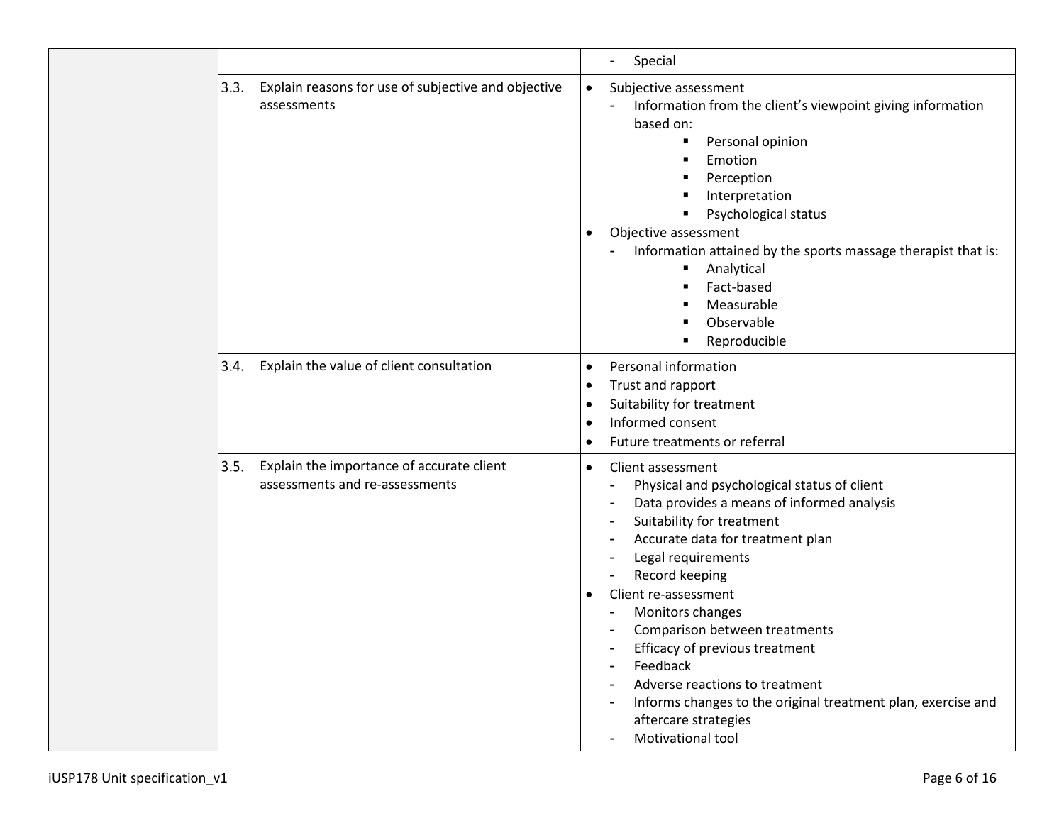| | | |
|---|---|---|
| | | - Special |
| | 3.3. Explain reasons for use of subjective and objective assessments | • Subjective assessment<br>- Information from the client's viewpoint giving information based on:<br>▪ Personal opinion<br>▪ Emotion<br>▪ Perception<br>▪ Interpretation<br>▪ Psychological status<br>• Objective assessment<br>- Information attained by the sports massage therapist that is:<br>▪ Analytical<br>▪ Fact-based<br>▪ Measurable<br>▪ Observable<br>▪ Reproducible |
| | 3.4. Explain the value of client consultation | • Personal information<br>• Trust and rapport<br>• Suitability for treatment<br>• Informed consent<br>• Future treatments or referral |
| | 3.5. Explain the importance of accurate client assessments and re-assessments | • Client assessment<br>- Physical and psychological status of client<br>- Data provides a means of informed analysis<br>- Suitability for treatment<br>- Accurate data for treatment plan<br>- Legal requirements<br>- Record keeping<br>• Client re-assessment<br>- Monitors changes<br>- Comparison between treatments<br>- Efficacy of previous treatment<br>- Feedback<br>- Adverse reactions to treatment<br>- Informs changes to the original treatment plan, exercise and aftercare strategies<br>- Motivational tool |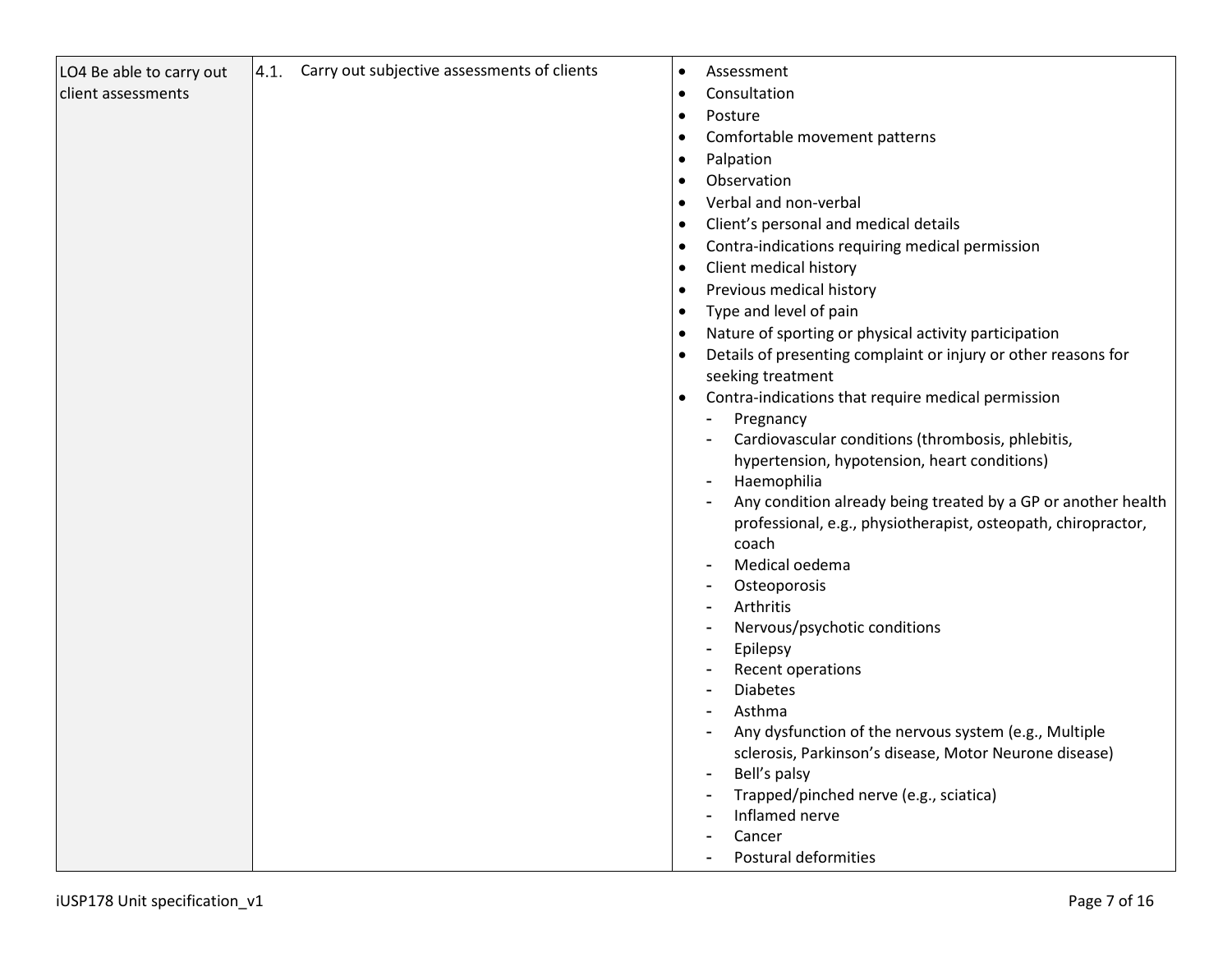| | | |
|---|---|---|
| LO4 Be able to carry out client assessments | 4.1. Carry out subjective assessments of clients | • Assessment<br>• Consultation<br>• Posture<br>• Comfortable movement patterns<br>• Palpation<br>• Observation<br>• Verbal and non-verbal<br>• Client's personal and medical details<br>• Contra-indications requiring medical permission<br>• Client medical history<br>• Previous medical history<br>• Type and level of pain<br>• Nature of sporting or physical activity participation<br>• Details of presenting complaint or injury or other reasons for seeking treatment<br>• Contra-indications that require medical permission<br>&nbsp;&nbsp;- Pregnancy<br>&nbsp;&nbsp;- Cardiovascular conditions (thrombosis, phlebitis, hypertension, hypotension, heart conditions)<br>&nbsp;&nbsp;- Haemophilia<br>&nbsp;&nbsp;- Any condition already being treated by a GP or another health professional, e.g., physiotherapist, osteopath, chiropractor, coach<br>&nbsp;&nbsp;- Medical oedema<br>&nbsp;&nbsp;- Osteoporosis<br>&nbsp;&nbsp;- Arthritis<br>&nbsp;&nbsp;- Nervous/psychotic conditions<br>&nbsp;&nbsp;- Epilepsy<br>&nbsp;&nbsp;- Recent operations<br>&nbsp;&nbsp;- Diabetes<br>&nbsp;&nbsp;- Asthma<br>&nbsp;&nbsp;- Any dysfunction of the nervous system (e.g., Multiple sclerosis, Parkinson's disease, Motor Neurone disease)<br>&nbsp;&nbsp;- Bell's palsy<br>&nbsp;&nbsp;- Trapped/pinched nerve (e.g., sciatica)<br>&nbsp;&nbsp;- Inflamed nerve<br>&nbsp;&nbsp;- Cancer<br>&nbsp;&nbsp;- Postural deformities |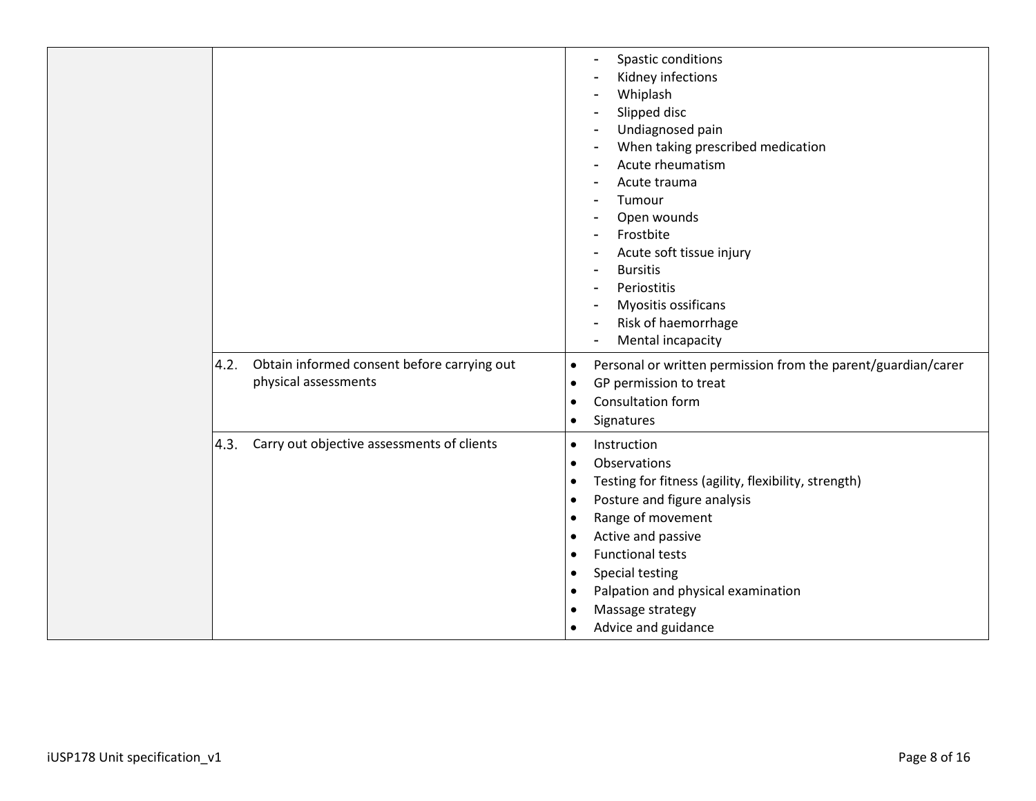| | | |
|---|---|---|
| | | - Spastic conditions<br>- Kidney infections<br>- Whiplash<br>- Slipped disc<br>- Undiagnosed pain<br>- When taking prescribed medication<br>- Acute rheumatism<br>- Acute trauma<br>- Tumour<br>- Open wounds<br>- Frostbite<br>- Acute soft tissue injury<br>- Bursitis<br>- Periostitis<br>- Myositis ossificans<br>- Risk of haemorrhage<br>- Mental incapacity |
| | 4.2. Obtain informed consent before carrying out physical assessments | • Personal or written permission from the parent/guardian/carer<br>• GP permission to treat<br>• Consultation form<br>• Signatures |
| | 4.3. Carry out objective assessments of clients | • Instruction<br>• Observations<br>• Testing for fitness (agility, flexibility, strength)<br>• Posture and figure analysis<br>• Range of movement<br>• Active and passive<br>• Functional tests<br>• Special testing<br>• Palpation and physical examination<br>• Massage strategy<br>• Advice and guidance |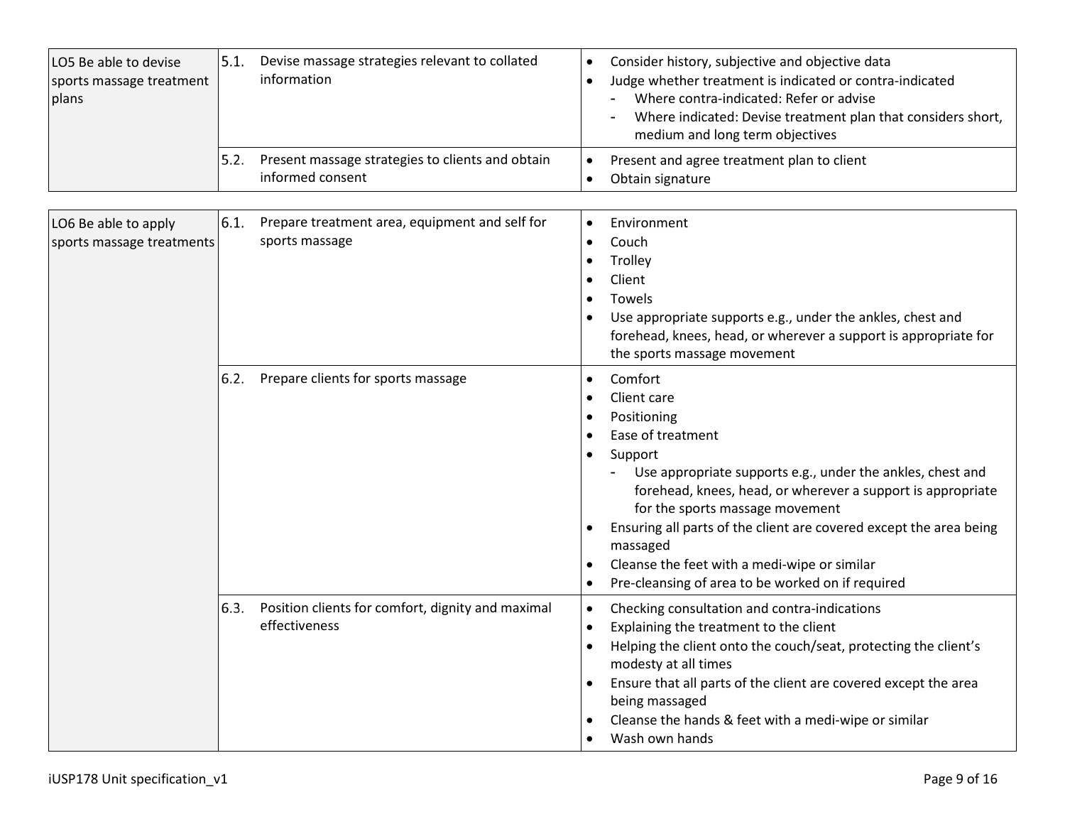| LO5 Be able to devise sports massage treatment plans | 5.1. Devise massage strategies relevant to collated information | • Consider history, subjective and objective data<br>• Judge whether treatment is indicated or contra-indicated<br>  - Where contra-indicated: Refer or advise<br>  - Where indicated: Devise treatment plan that considers short, medium and long term objectives |
|---|---|---|
| | 5.2. Present massage strategies to clients and obtain informed consent | • Present and agree treatment plan to client<br>• Obtain signature |

| LO6 Be able to apply sports massage treatments | 6.1. Prepare treatment area, equipment and self for sports massage | • Environment<br>• Couch<br>• Trolley<br>• Client<br>• Towels<br>• Use appropriate supports e.g., under the ankles, chest and forehead, knees, head, or wherever a support is appropriate for the sports massage movement |
|---|---|---|
| | 6.2. Prepare clients for sports massage | • Comfort<br>• Client care<br>• Positioning<br>• Ease of treatment<br>• Support<br>  - Use appropriate supports e.g., under the ankles, chest and forehead, knees, head, or wherever a support is appropriate for the sports massage movement<br>• Ensuring all parts of the client are covered except the area being massaged<br>• Cleanse the feet with a medi-wipe or similar<br>• Pre-cleansing of area to be worked on if required |
| | 6.3. Position clients for comfort, dignity and maximal effectiveness | • Checking consultation and contra-indications<br>• Explaining the treatment to the client<br>• Helping the client onto the couch/seat, protecting the client's modesty at all times<br>• Ensure that all parts of the client are covered except the area being massaged<br>• Cleanse the hands & feet with a medi-wipe or similar<br>• Wash own hands |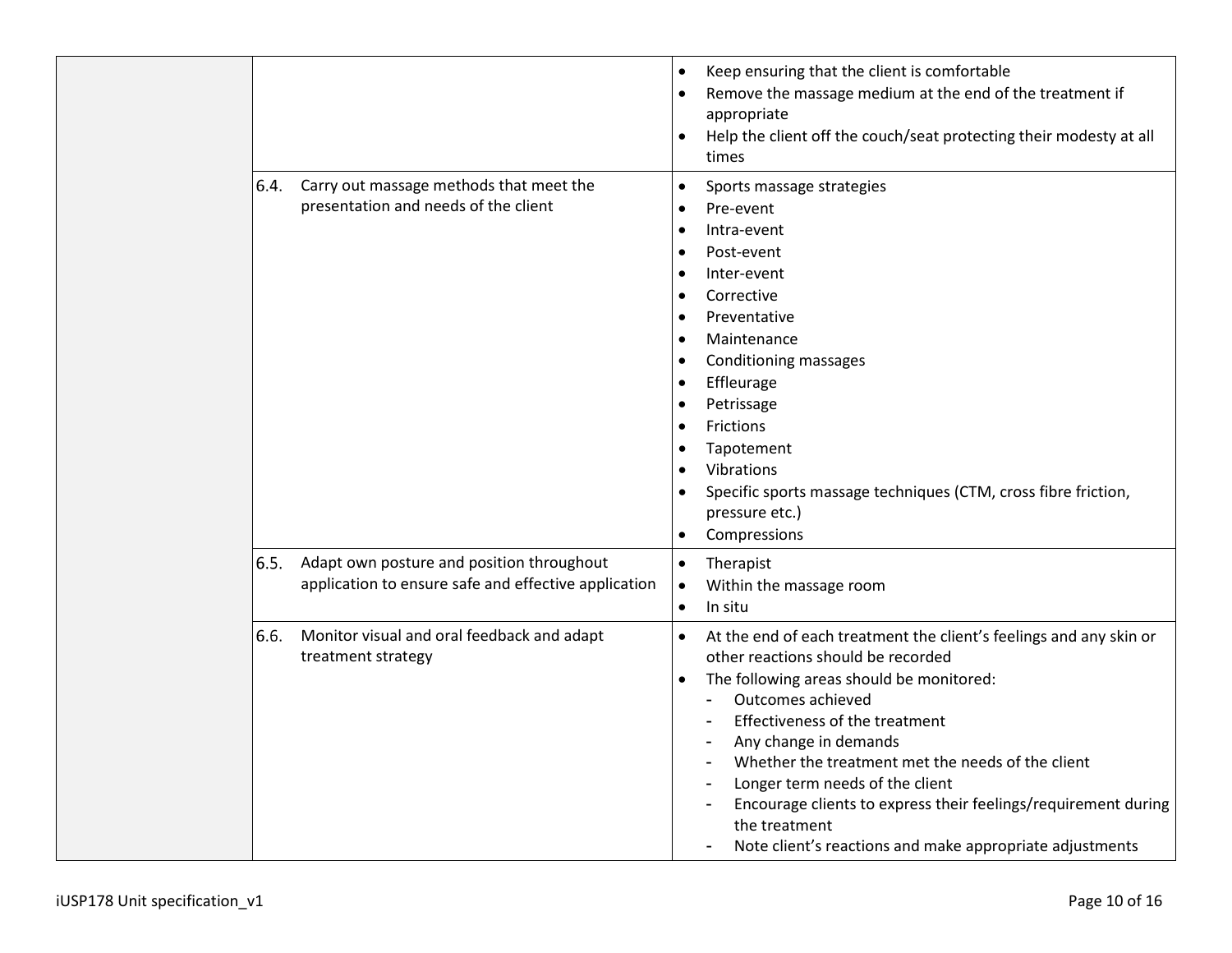| | | |
|---|---|---|
| | | • Keep ensuring that the client is comfortable<br>• Remove the massage medium at the end of the treatment if appropriate<br>• Help the client off the couch/seat protecting their modesty at all times |
| | 6.4. Carry out massage methods that meet the presentation and needs of the client | • Sports massage strategies<br>• Pre-event<br>• Intra-event<br>• Post-event<br>• Inter-event<br>• Corrective<br>• Preventative<br>• Maintenance<br>• Conditioning massages<br>• Effleurage<br>• Petrissage<br>• Frictions<br>• Tapotement<br>• Vibrations<br>• Specific sports massage techniques (CTM, cross fibre friction, pressure etc.)<br>• Compressions |
| | 6.5. Adapt own posture and position throughout application to ensure safe and effective application | • Therapist<br>• Within the massage room<br>• In situ |
| | 6.6. Monitor visual and oral feedback and adapt treatment strategy | • At the end of each treatment the client's feelings and any skin or other reactions should be recorded<br>• The following areas should be monitored:<br>- Outcomes achieved<br>- Effectiveness of the treatment<br>- Any change in demands<br>- Whether the treatment met the needs of the client<br>- Longer term needs of the client<br>- Encourage clients to express their feelings/requirement during the treatment<br>- Note client's reactions and make appropriate adjustments |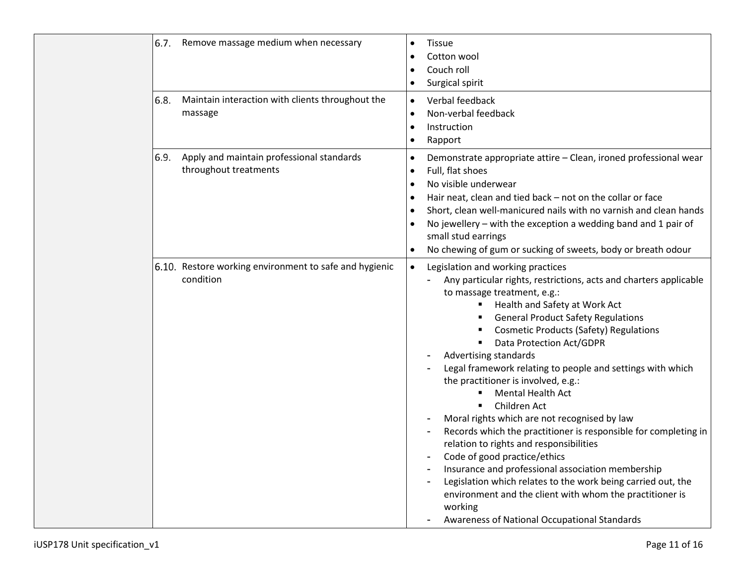| | | |
|---|---|---|
| | 6.7. Remove massage medium when necessary | • Tissue<br>• Cotton wool<br>• Couch roll<br>• Surgical spirit |
| | 6.8. Maintain interaction with clients throughout the massage | • Verbal feedback<br>• Non-verbal feedback<br>• Instruction<br>• Rapport |
| | 6.9. Apply and maintain professional standards throughout treatments | • Demonstrate appropriate attire – Clean, ironed professional wear<br>• Full, flat shoes<br>• No visible underwear<br>• Hair neat, clean and tied back – not on the collar or face<br>• Short, clean well-manicured nails with no varnish and clean hands<br>• No jewellery – with the exception a wedding band and 1 pair of small stud earrings<br>• No chewing of gum or sucking of sweets, body or breath odour |
| | 6.10. Restore working environment to safe and hygienic condition | • Legislation and working practices<br>- Any particular rights, restrictions, acts and charters applicable to massage treatment, e.g.:<br>▪ Health and Safety at Work Act<br>▪ General Product Safety Regulations<br>▪ Cosmetic Products (Safety) Regulations<br>▪ Data Protection Act/GDPR<br>- Advertising standards<br>- Legal framework relating to people and settings with which the practitioner is involved, e.g.:<br>▪ Mental Health Act<br>▪ Children Act<br>- Moral rights which are not recognised by law<br>- Records which the practitioner is responsible for completing in relation to rights and responsibilities<br>- Code of good practice/ethics<br>- Insurance and professional association membership<br>- Legislation which relates to the work being carried out, the environment and the client with whom the practitioner is working<br>- Awareness of National Occupational Standards |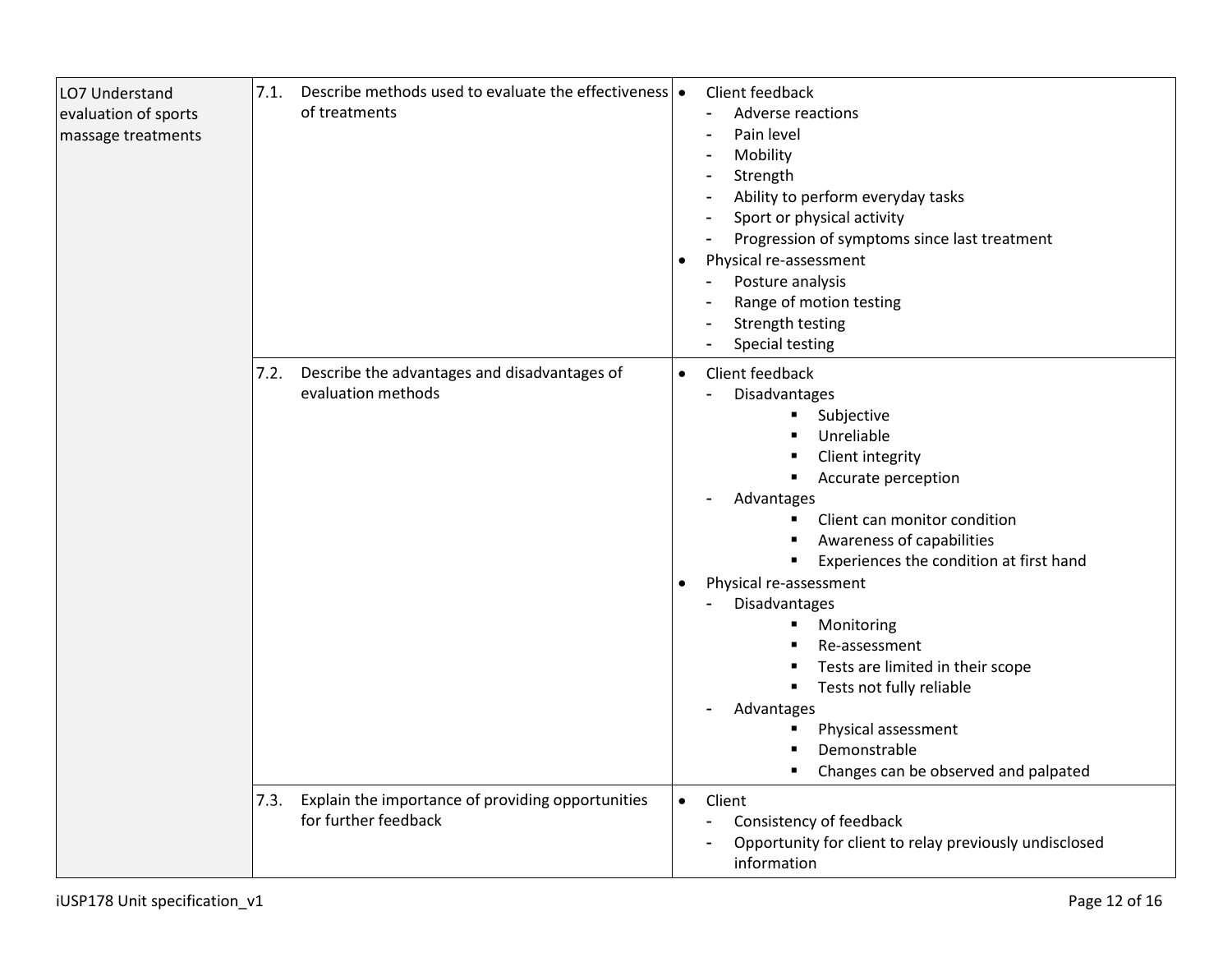| LO7 Understand evaluation of sports massage treatments | 7.1. Describe methods used to evaluate the effectiveness of treatments | • Client feedback<br>- Adverse reactions<br>- Pain level<br>- Mobility<br>- Strength<br>- Ability to perform everyday tasks<br>- Sport or physical activity<br>- Progression of symptoms since last treatment<br>• Physical re-assessment<br>- Posture analysis<br>- Range of motion testing<br>- Strength testing<br>- Special testing |
|---|---|---|
| | 7.2. Describe the advantages and disadvantages of evaluation methods | • Client feedback<br>- Disadvantages<br>▪ Subjective<br>▪ Unreliable<br>▪ Client integrity<br>▪ Accurate perception<br>- Advantages<br>▪ Client can monitor condition<br>▪ Awareness of capabilities<br>▪ Experiences the condition at first hand<br>• Physical re-assessment<br>- Disadvantages<br>▪ Monitoring<br>▪ Re-assessment<br>▪ Tests are limited in their scope<br>▪ Tests not fully reliable<br>- Advantages<br>▪ Physical assessment<br>▪ Demonstrable<br>▪ Changes can be observed and palpated |
| | 7.3. Explain the importance of providing opportunities for further feedback | • Client<br>- Consistency of feedback<br>- Opportunity for client to relay previously undisclosed information |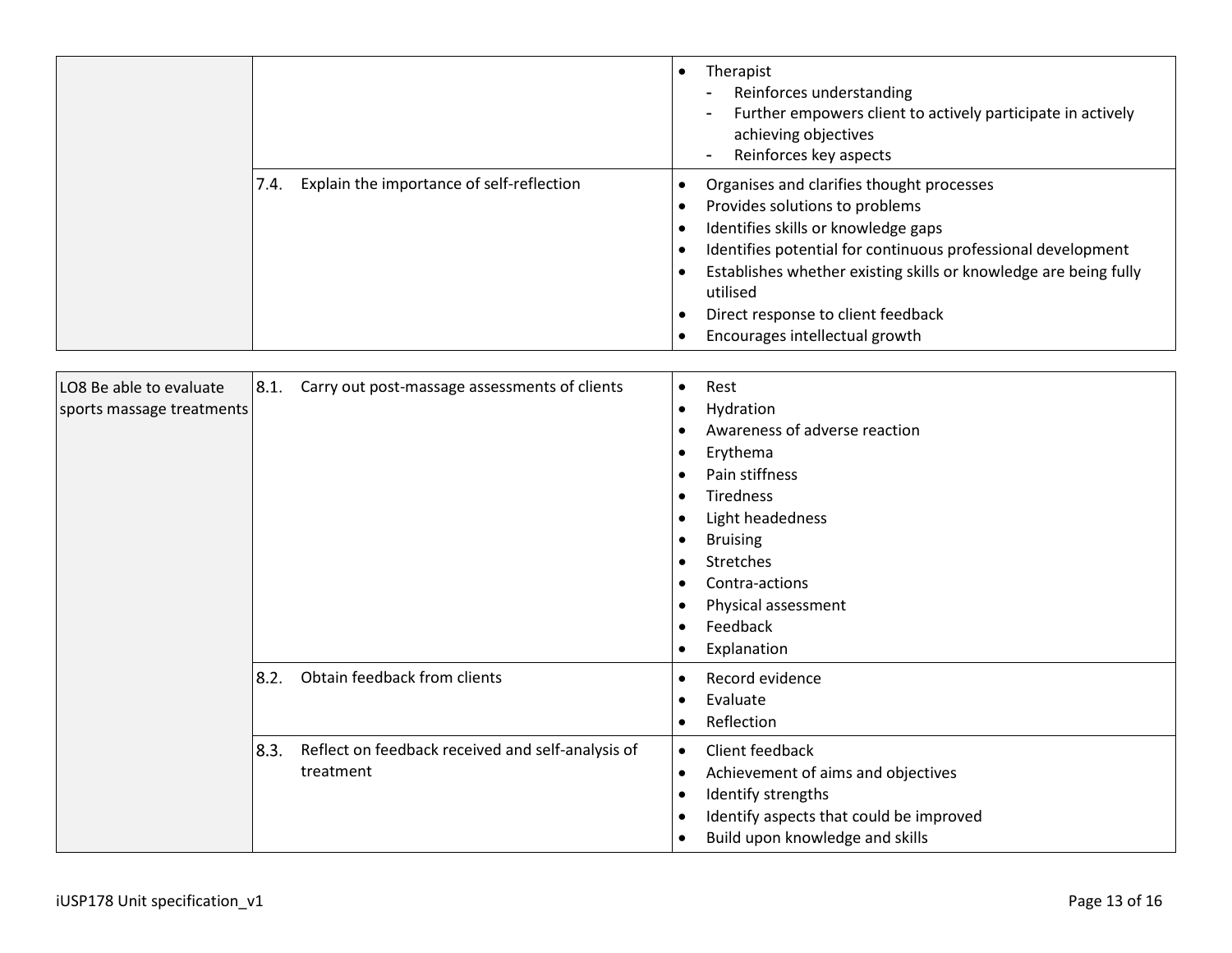| | | |
|---|---|---|
| | | • Therapist<br>- Reinforces understanding<br>- Further empowers client to actively participate in actively achieving objectives<br>- Reinforces key aspects |
| | 7.4. Explain the importance of self-reflection | • Organises and clarifies thought processes<br>• Provides solutions to problems<br>• Identifies skills or knowledge gaps<br>• Identifies potential for continuous professional development<br>• Establishes whether existing skills or knowledge are being fully utilised<br>• Direct response to client feedback<br>• Encourages intellectual growth |

| | | |
|---|---|---|
| LO8 Be able to evaluate sports massage treatments | 8.1. Carry out post-massage assessments of clients | • Rest<br>• Hydration<br>• Awareness of adverse reaction<br>• Erythema<br>• Pain stiffness<br>• Tiredness<br>• Light headedness<br>• Bruising<br>• Stretches<br>• Contra-actions<br>• Physical assessment<br>• Feedback<br>• Explanation |
| | 8.2. Obtain feedback from clients | • Record evidence<br>• Evaluate<br>• Reflection |
| | 8.3. Reflect on feedback received and self-analysis of treatment | • Client feedback<br>• Achievement of aims and objectives<br>• Identify strengths<br>• Identify aspects that could be improved<br>• Build upon knowledge and skills |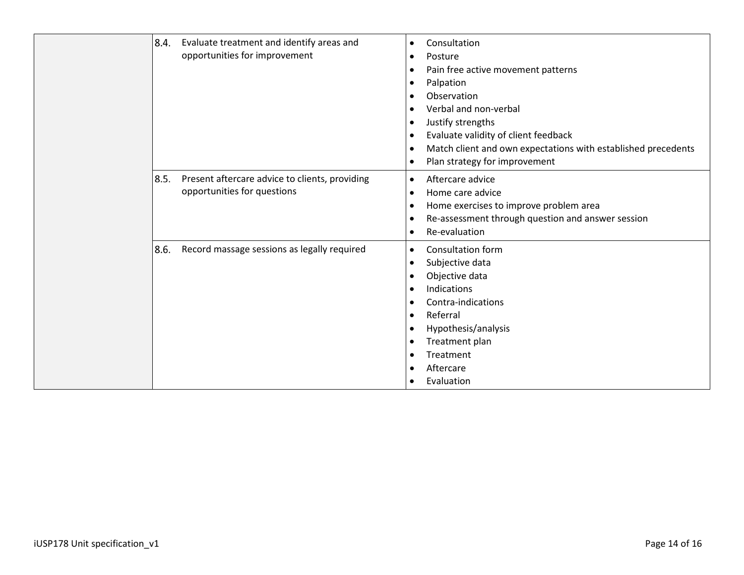|  |  |  |
| --- | --- | --- |
|  | 8.4. Evaluate treatment and identify areas and opportunities for improvement | • Consultation<br>• Posture<br>• Pain free active movement patterns<br>• Palpation<br>• Observation<br>• Verbal and non-verbal<br>• Justify strengths<br>• Evaluate validity of client feedback<br>• Match client and own expectations with established precedents<br>• Plan strategy for improvement |
|  | 8.5. Present aftercare advice to clients, providing opportunities for questions | • Aftercare advice<br>• Home care advice<br>• Home exercises to improve problem area<br>• Re-assessment through question and answer session<br>• Re-evaluation |
|  | 8.6. Record massage sessions as legally required | • Consultation form<br>• Subjective data<br>• Objective data<br>• Indications<br>• Contra-indications<br>• Referral<br>• Hypothesis/analysis<br>• Treatment plan<br>• Treatment<br>• Aftercare<br>• Evaluation |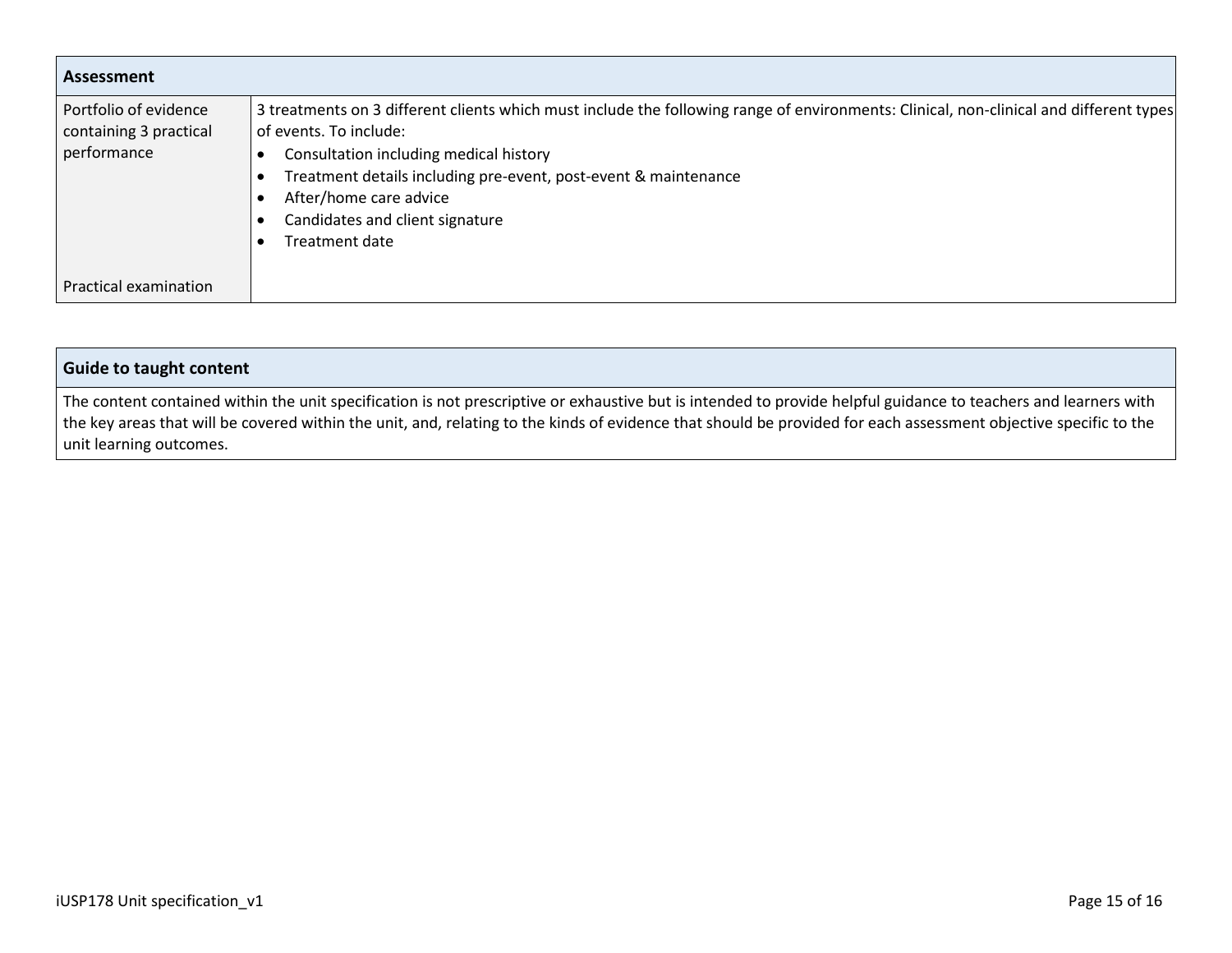| Assessment | |
|---|---|
| Portfolio of evidence containing 3 practical performance<br><br>Practical examination | 3 treatments on 3 different clients which must include the following range of environments: Clinical, non-clinical and different types of events. To include:<br>• Consultation including medical history<br>• Treatment details including pre-event, post-event & maintenance<br>• After/home care advice<br>• Candidates and client signature<br>• Treatment date |

| Guide to taught content |
|---|
| The content contained within the unit specification is not prescriptive or exhaustive but is intended to provide helpful guidance to teachers and learners with the key areas that will be covered within the unit, and, relating to the kinds of evidence that should be provided for each assessment objective specific to the unit learning outcomes. |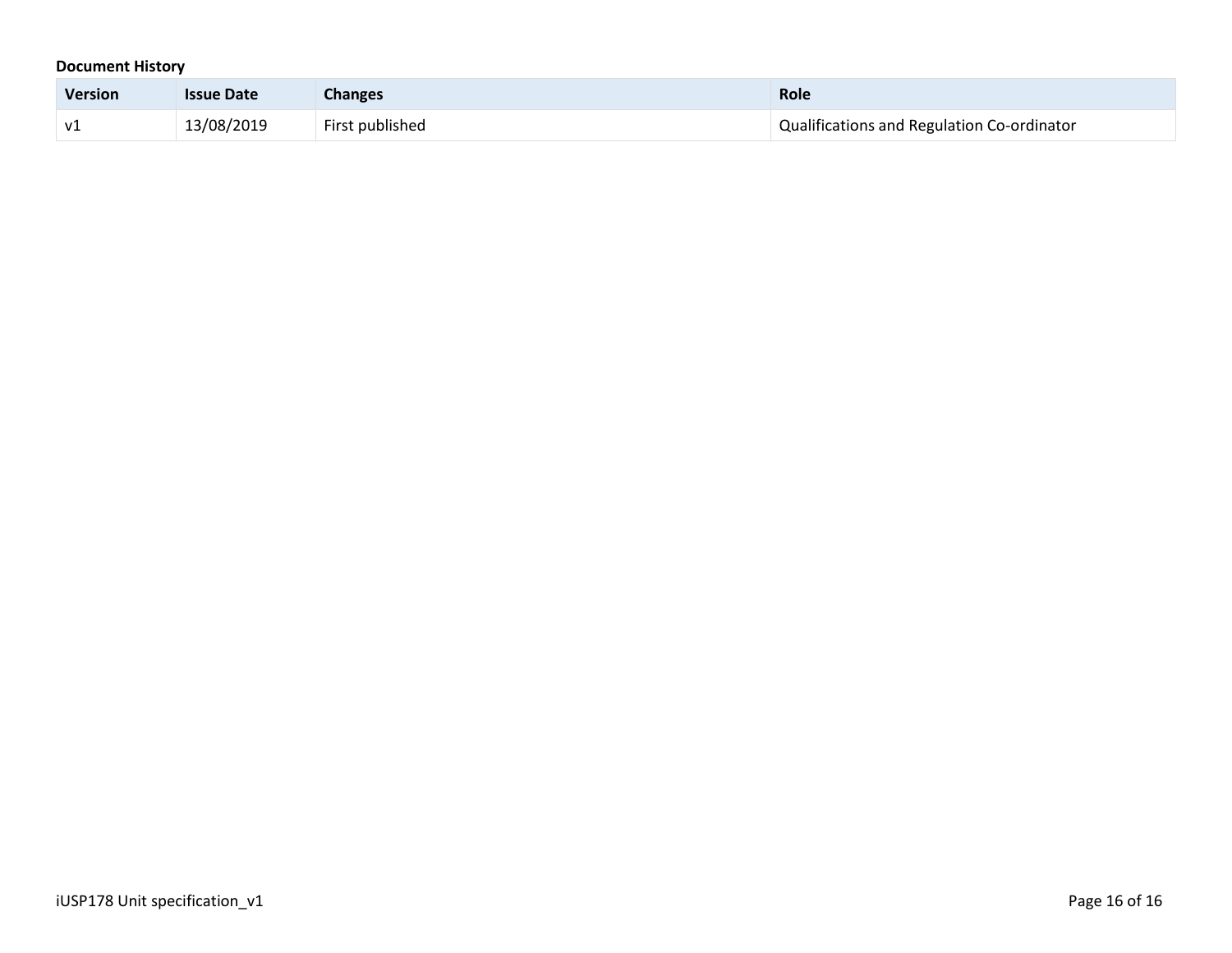**Document History**

| Version | Issue Date | Changes | Role |
| --- | --- | --- | --- |
| v1 | 13/08/2019 | First published | Qualifications and Regulation Co-ordinator |